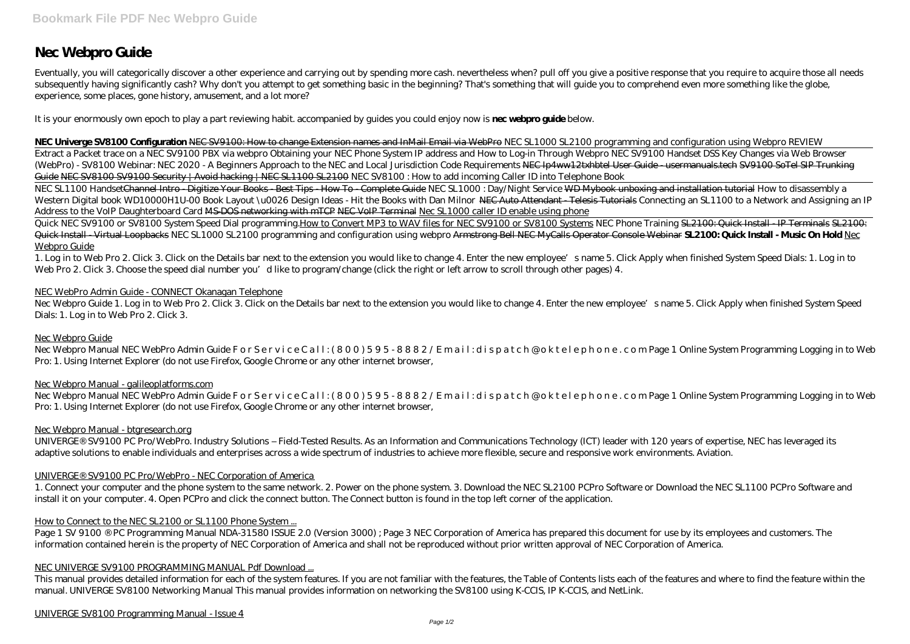# Nec Webpro Guide

Eventually, you will categorically discover a other experience and carrying out by spending more cash. nevertheless when? pull off you give a positive response that you require to acquire those all needs subsequently having significantly cash? Why don't you attempt to get something basic in the beginning? That's something that will guide you to comprehend even more something like the globe, experience, some places, gone history, amusement, and a lot more?

It is your enormously own epoch to play a part reviewing habit. accompanied by guides you could enjoy now is **nec webpro guide** below.

**NEC Univerge SV8100 Configuration** NEC SV9100: How to change Extension names and InMail Email via WebPro *NEC SL1000 SL2100 programming and configuration using Webpro REVIEW*

Extract a Packet trace on a NEC SV9100 PBX via webpro *Obtaining your NEC Phone System IP address and How to Log-in Through Webpro NEC SV9100 Handset DSS Key Changes via Web Browser (WebPro) - SV8100 Webinar: NEC 2020 - A Beginners Approach to the NEC and Local Jurisdiction Code Requirements* NEC Ip4ww12txhbtel User Guide - usermanuals.tech SV9100 SoTel SIP Trunking Guide NEC SV8100 SV9100 Security | Avoid hacking | NEC SL1100 SL2100 *NEC SV8100 : How to add incoming Caller ID into Telephone Book*

NEC SL1100 HandsetChannel Intro - Digitize Your Books - Best Tips - How To - Complete Guide *NEC SL1000 : Day/Night Service* WD Mybook unboxing and installation tutorial *How to disassembly a Western Digital book WD10000H1U-00 Book Layout \u0026 Design Ideas - Hit the Books with Dan Milnor* NEC Auto Attendant - Telesis Tutorials *Connecting an SL1100 to a Network and Assigning an IP Address to the VoIP Daughterboard Card* MS-DOS networking with mTCP NEC VoIP Terminal Nec SL1000 caller ID enable using phone

Quick NEC SV9100 or SV8100 System Speed Dial programming.How to Convert MP3 to WAV files for NEC SV9100 or SV8100 Systems *NEC Phone Training* SL2100: Quick Install - IP Terminals SL2100: Quick Install - Virtual Loopbacks *NEC SL1000 SL2100 programming and configuration using webpro* Armstrong Bell NEC MyCalls Operator Console Webinar **SL2100: Quick Install - Music On Hold** Nec Webpro Guide

1. Log in to Web Pro 2. Click 3. Click on the Details bar next to the extension you would like to change 4. Enter the new employee's name 5. Click Apply when finished System Speed Dials: 1. Log in to Web Pro 2. Click 3. Choose the speed dial number you'd like to program/change (click the right or left arrow to scroll through other pages) 4.

NEC WebPro Admin Guide - CONNECT Okanagan Telephone

Nec Webpro Guide 1. Log in to Web Pro 2. Click 3. Click on the Details bar next to the extension you would like to change 4. Enter the new employee's name 5. Click Apply when finished System Speed Dials: 1. Log in to Web Pro 2. Click 3.

Nec Webpro Guide

Nec Webpro Manual NEC WebPro Admin Guide F o r S e r v i c e C a l l : ( 8 0 0 ) 5 9 5 - 8 8 8 2 / E m a i l : d i s p a t c h @ o k t e l e p h o n e . c o m Page 1 Online System Programming Logging in to Web Pro: 1. Using Internet Explorer (do not use Firefox, Google Chrome or any other internet browser,

Nec Webpro Manual - galileoplatforms.com

Nec Webpro Manual NEC WebPro Admin Guide F o r S e r v i c e C a l l : ( 8 0 0 ) 5 9 5 - 8 8 8 2 / E m a i l : d i s p a t c h @ o k t e l e p h o n e . c o m Page 1 Online System Programming Logging in to Web Pro: 1. Using Internet Explorer (do not use Firefox, Google Chrome or any other internet browser,

Nec Webpro Manual - btgresearch.org

UNIVERGE® SV9100 PC Pro/WebPro. Industry Solutions – Field-Tested Results. As an Information and Communications Technology (ICT) leader with 120 years of expertise, NEC has leveraged its adaptive solutions to enable individuals and enterprises across a wide spectrum of industries to achieve more flexible, secure and responsive work environments. Aviation.

UNIVERGE® SV9100 PC Pro/WebPro - NEC Corporation of America

1. Connect your computer and the phone system to the same network. 2. Power on the phone system. 3. Download the NEC SL2100 PCPro Software or Download the NEC SL1100 PCPro Software and install it on your computer. 4. Open PCPro and click the connect button. The Connect button is found in the top left corner of the application.

How to Connect to the NEC SL2100 or SL1100 Phone System ...

Page 1 SV 9100 ® PC Programming Manual NDA-31580 ISSUE 2.0 (Version 3000) ; Page 3 NEC Corporation of America has prepared this document for use by its employees and customers. The information contained herein is the property of NEC Corporation of America and shall not be reproduced without prior written approval of NEC Corporation of America.

NEC UNIVERGE SV9100 PROGRAMMING MANUAL Pdf Download ...

This manual provides detailed information for each of the system features. If you are not familiar with the features, the Table of Contents lists each of the features and where to find the feature within the manual. UNIVERGE SV8100 Networking Manual This manual provides information on networking the SV8100 using K-CCIS, IP K-CCIS, and NetLink.

UNIVERGE SV8100 Programming Manual - Issue 4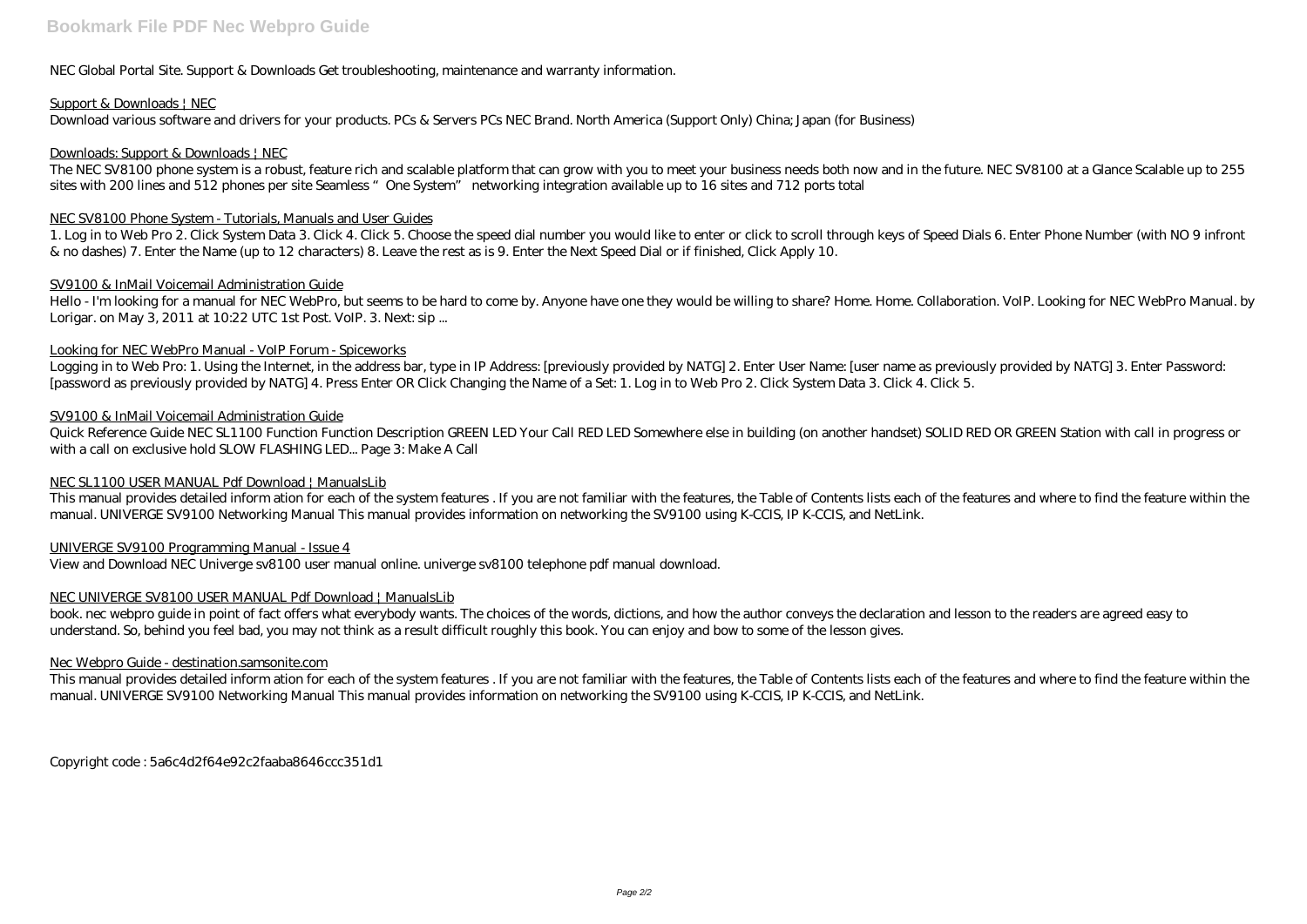NEC Global Portal Site. Support & Downloads Get troubleshooting, maintenance and warranty information.

Support & Downloads | NEC

Download various software and drivers for your products. PCs & Servers PCs NEC Brand. North America (Support Only) China; Japan (for Business)

Downloads: Support & Downloads | NEC

The NEC SV8100 phone system is a robust, feature rich and scalable platform that can grow with you to meet your business needs both now and in the future. NEC SV8100 at a Glance Scalable up to 255 sites with 200 lines and 512 phones per site Seamless "One System" networking integration available up to 16 sites and 712 ports total

NEC SV8100 Phone System - Tutorials, Manuals and User Guides

1. Log in to Web Pro 2. Click System Data 3. Click 4. Click 5. Choose the speed dial number you would like to enter or click to scroll through keys of Speed Dials 6. Enter Phone Number (with NO 9 infront & no dashes) 7. Enter the Name (up to 12 characters) 8. Leave the rest as is 9. Enter the Next Speed Dial or if finished, Click Apply 10.

SV9100 & InMail Voicemail Administration Guide

Hello - I'm looking for a manual for NEC WebPro, but seems to be hard to come by. Anyone have one they would be willing to share? Home. Home. Collaboration. VoIP. Looking for NEC WebPro Manual. by Lorigar. on May 3, 2011 at 10:22 UTC 1st Post. VoIP. 3. Next: sip ...

Looking for NEC WebPro Manual - VoIP Forum - Spiceworks

Logging in to Web Pro: 1. Using the Internet, in the address bar, type in IP Address: [previously provided by NATG] 2. Enter User Name: [user name as previously provided by NATG] 3. Enter Password: [password as previously provided by NATG] 4. Press Enter OR Click Changing the Name of a Set: 1. Log in to Web Pro 2. Click System Data 3. Click 4. Click 5.

SV9100 & InMail Voicemail Administration Guide

Quick Reference Guide NEC SL1100 Function Function Description GREEN LED Your Call RED LED Somewhere else in building (on another handset) SOLID RED OR GREEN Station with call in progress or with a call on exclusive hold SLOW FLASHING LED... Page 3: Make A Call

NEC SL1100 USER MANUAL Pdf Download | ManualsLib

This manual provides detailed inform ation for each of the system features . If you are not familiar with the features, the Table of Contents lists each of the features and where to find the feature within the manual. UNIVERGE SV9100 Networking Manual This manual provides information on networking the SV9100 using K-CCIS, IP K-CCIS, and NetLink.

UNIVERGE SV9100 Programming Manual - Issue 4

View and Download NEC Univerge sv8100 user manual online. univerge sv8100 telephone pdf manual download.

NEC UNIVERGE SV8100 USER MANUAL Pdf Download | ManualsLib

book. nec webpro guide in point of fact offers what everybody wants. The choices of the words, dictions, and how the author conveys the declaration and lesson to the readers are agreed easy to understand. So, behind you feel bad, you may not think as a result difficult roughly this book. You can enjoy and bow to some of the lesson gives.

Nec Webpro Guide - destination.samsonite.com

This manual provides detailed inform ation for each of the system features . If you are not familiar with the features, the Table of Contents lists each of the features and where to find the feature within the manual. UNIVERGE SV9100 Networking Manual This manual provides information on networking the SV9100 using K-CCIS, IP K-CCIS, and NetLink.

Copyright code : 5a6c4d2f64e92c2faaba8646ccc351d1